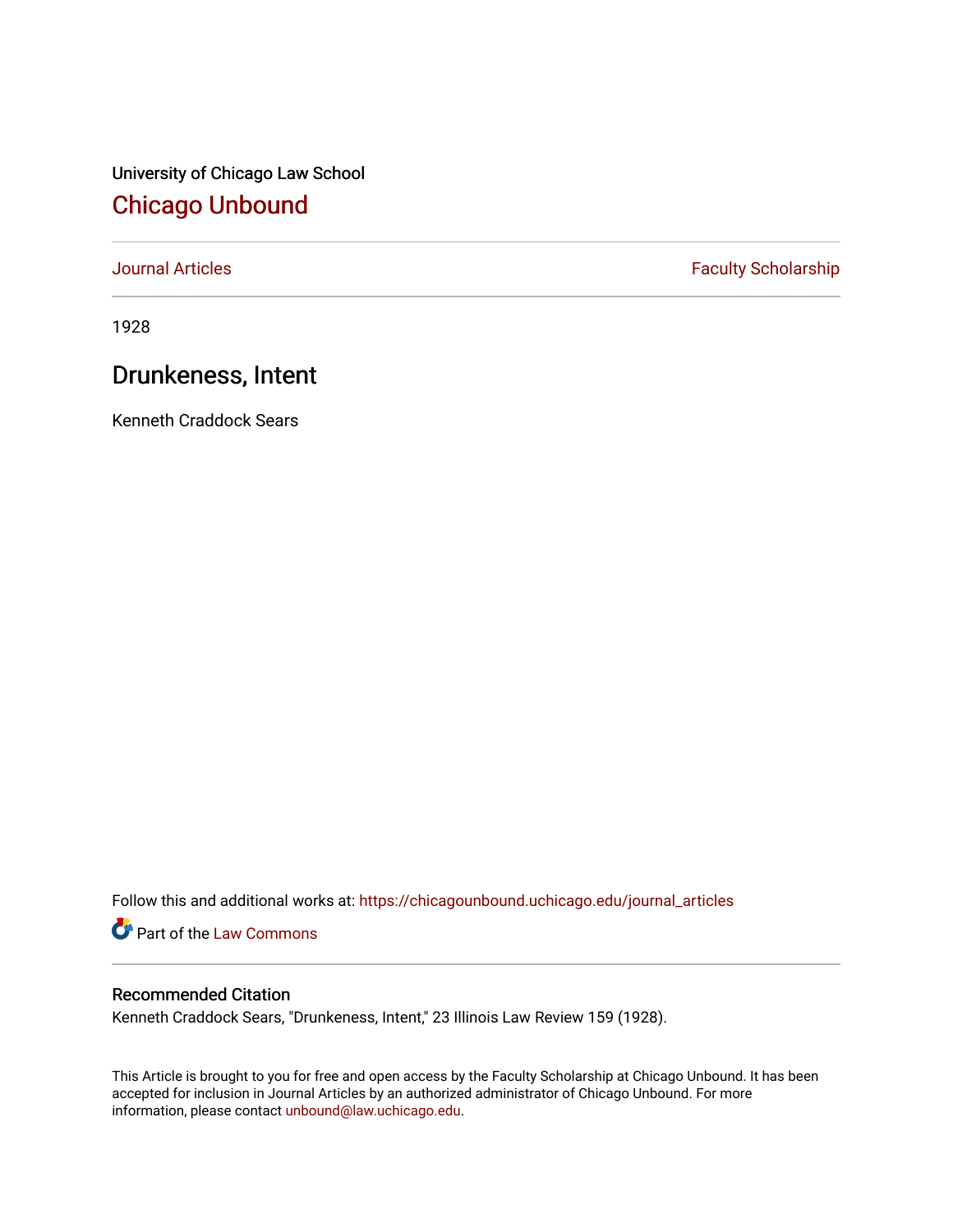University of Chicago Law School

# Chicago Unbound

Journal Articles | Faculty Scholarship

1928

## Drunkeness, Intent

Kenneth Craddock Sears

Follow this and additional works at: https://chicagounbound.uchicago.edu/journal_articles

Part of the Law Commons

### Recommended Citation

Kenneth Craddock Sears, "Drunkeness, Intent," 23 Illinois Law Review 159 (1928).

This Article is brought to you for free and open access by the Faculty Scholarship at Chicago Unbound. It has been accepted for inclusion in Journal Articles by an authorized administrator of Chicago Unbound. For more information, please contact unbound@law.uchicago.edu.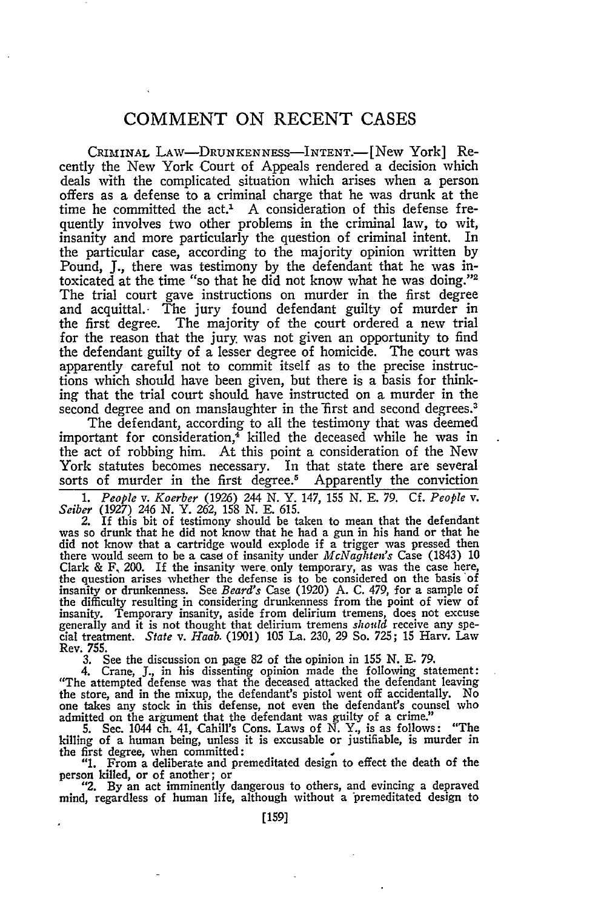# COMMENT ON RECENT CASES

CRIMINAL LAW—DRUNKENNESS—INTENT.—[New York] Recently the New York Court of Appeals rendered a decision which deals with the complicated situation which arises when a person offers as a defense to a criminal charge that he was drunk at the time he committed the act.[1] A consideration of this defense frequently involves two other problems in the criminal law, to wit, insanity and more particularly the question of criminal intent. In the particular case, according to the majority opinion written by Pound, J., there was testimony by the defendant that he was intoxicated at the time "so that he did not know what he was doing."[2] The trial court gave instructions on murder in the first degree and acquittal. The jury found defendant guilty of murder in the first degree. The majority of the court ordered a new trial for the reason that the jury was not given an opportunity to find the defendant guilty of a lesser degree of homicide. The court was apparently careful not to commit itself as to the precise instructions which should have been given, but there is a basis for thinking that the trial court should have instructed on a murder in the second degree and on manslaughter in the first and second degrees.[3]

The defendant, according to all the testimony that was deemed important for consideration,[4] killed the deceased while he was in the act of robbing him. At this point a consideration of the New York statutes becomes necessary. In that state there are several sorts of murder in the first degree.[5] Apparently the conviction

---

1. *People* v. *Koerber* (1926) 244 N. Y. 147, 155 N. E. 79. Cf. *People* v. *Seiber* (1927) 246 N. Y. 262, 158 N. E. 615.

2. If this bit of testimony should be taken to mean that the defendant was so drunk that he did not know that he had a gun in his hand or that he did not know that a cartridge would explode if a trigger was pressed then there would seem to be a case of insanity under *McNaghten's* Case (1843) 10 Clark & F. 200. If the insanity were only temporary, as was the case here, the question arises whether the defense is to be considered on the basis of insanity or drunkenness. See *Beard's* Case (1920) A. C. 479, for a sample of the difficulty resulting in considering drunkenness from the point of view of insanity. Temporary insanity, aside from delirium tremens, does not excuse generally and it is not thought that delirium tremens *should* receive any special treatment. *State* v. *Haab.* (1901) 105 La. 230, 29 So. 725; 15 Harv. Law Rev. 755.

3. See the discussion on page 82 of the opinion in 155 N. E. 79.

4. Crane, J., in his dissenting opinion made the following statement: "The attempted defense was that the deceased attacked the defendant leaving the store, and in the mixup, the defendant's pistol went off accidentally. No one takes any stock in this defense, not even the defendant's counsel who admitted on the argument that the defendant was guilty of a crime."

5. Sec. 1044 ch. 41, Cahill's Cons. Laws of N. Y., is as follows: "The killing of a human being, unless it is excusable or justifiable, is murder in the first degree, when committed:

"1. From a deliberate and premeditated design to effect the death of the person killed, or of another; or

"2. By an act imminently dangerous to others, and evincing a depraved mind, regardless of human life, although without a premeditated design to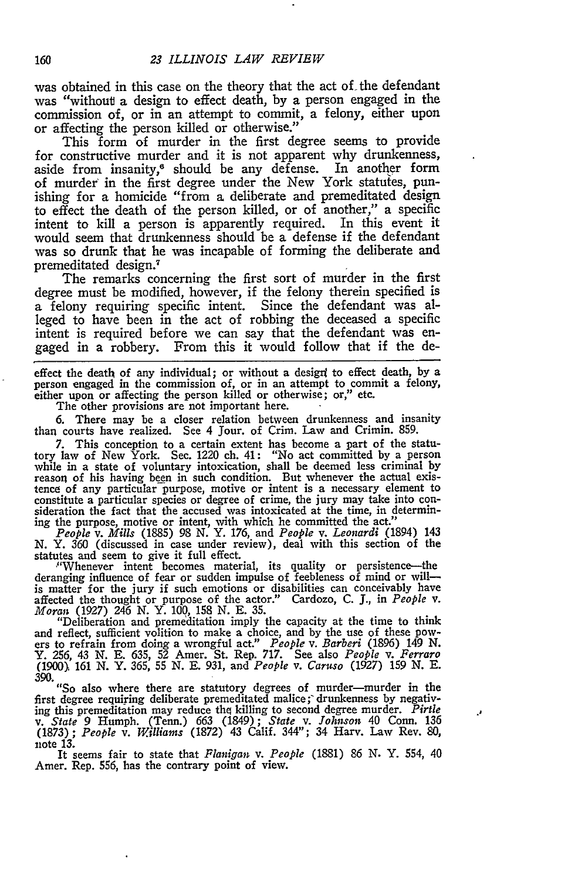was obtained in this case on the theory that the act of the defendant was "without a design to effect death, by a person engaged in the commission of, or in an attempt to commit, a felony, either upon or affecting the person killed or otherwise."

This form of murder in the first degree seems to provide for constructive murder and it is not apparent why drunkenness, aside from insanity,[6] should be any defense. In another form of murder in the first degree under the New York statutes, punishing for a homicide "from a deliberate and premeditated design to effect the death of the person killed, or of another," a specific intent to kill a person is apparently required. In this event it would seem that drunkenness should be a defense if the defendant was so drunk that he was incapable of forming the deliberate and premeditated design.[7]

The remarks concerning the first sort of murder in the first degree must be modified, however, if the felony therein specified is a felony requiring specific intent. Since the defendant was alleged to have been in the act of robbing the deceased a specific intent is required before we can say that the defendant was engaged in a robbery. From this it would follow that if the de-

---

effect the death of any individual; or without a design to effect death, by a person engaged in the commission of, or in an attempt to commit a felony, either upon or affecting the person killed or otherwise; or," etc.

The other provisions are not important here.

6. There may be a closer relation between drunkenness and insanity than courts have realized. See 4 Jour. of Crim. Law and Crimin. 859.

7. This conception to a certain extent has become a part of the statutory law of New York. Sec. 1220 ch. 41: "No act committed by a person while in a state of voluntary intoxication, shall be deemed less criminal by reason of his having been in such condition. But whenever the actual existence of any particular purpose, motive or intent is a necessary element to constitute a particular species or degree of crime, the jury may take into consideration the fact that the accused was intoxicated at the time, in determining the purpose, motive or intent, with which he committed the act."

*People* v. *Mills* (1885) 98 N. Y. 176, and *People* v. *Leonardi* (1894) 143 N. Y. 360 (discussed in case under review), deal with this section of the statutes and seem to give it full effect.

"Whenever intent becomes material, its quality or persistence—the deranging influence of fear or sudden impulse of feebleness of mind or will—is matter for the jury if such emotions or disabilities can conceivably have affected the thought or purpose of the actor." Cardozo, C. J., in *People* v. *Moran* (1927) 246 N. Y. 100, 158 N. E. 35.

"Deliberation and premeditation imply the capacity at the time to think and reflect, sufficient volition to make a choice, and by the use of these powers to refrain from doing a wrongful act." *People* v. *Barberi* (1896) 149 N. Y. 256, 43 N. E. 635, 52 Amer. St. Rep. 717. See also *People* v. *Ferraro* (1900) 161 N. Y. 365, 55 N. E. 931, and *People* v. *Caruso* (1927) 159 N. E. 390.

"So also where there are statutory degrees of murder—murder in the first degree requiring deliberate premeditated malice; drunkenness by negativing this premeditation may reduce the killing to second degree murder. *Pirtle* v. *State* 9 Humph. (Tenn.) 663 (1849); *State* v. *Johnson* 40 Conn. 136 (1873); *People* v. *Williams* (1872) 43 Calif. 344"; 34 Harv. Law Rev. 80, note 13.

It seems fair to state that *Flanigan* v. *People* (1881) 86 N. Y. 554, 40 Amer. Rep. 556, has the contrary point of view.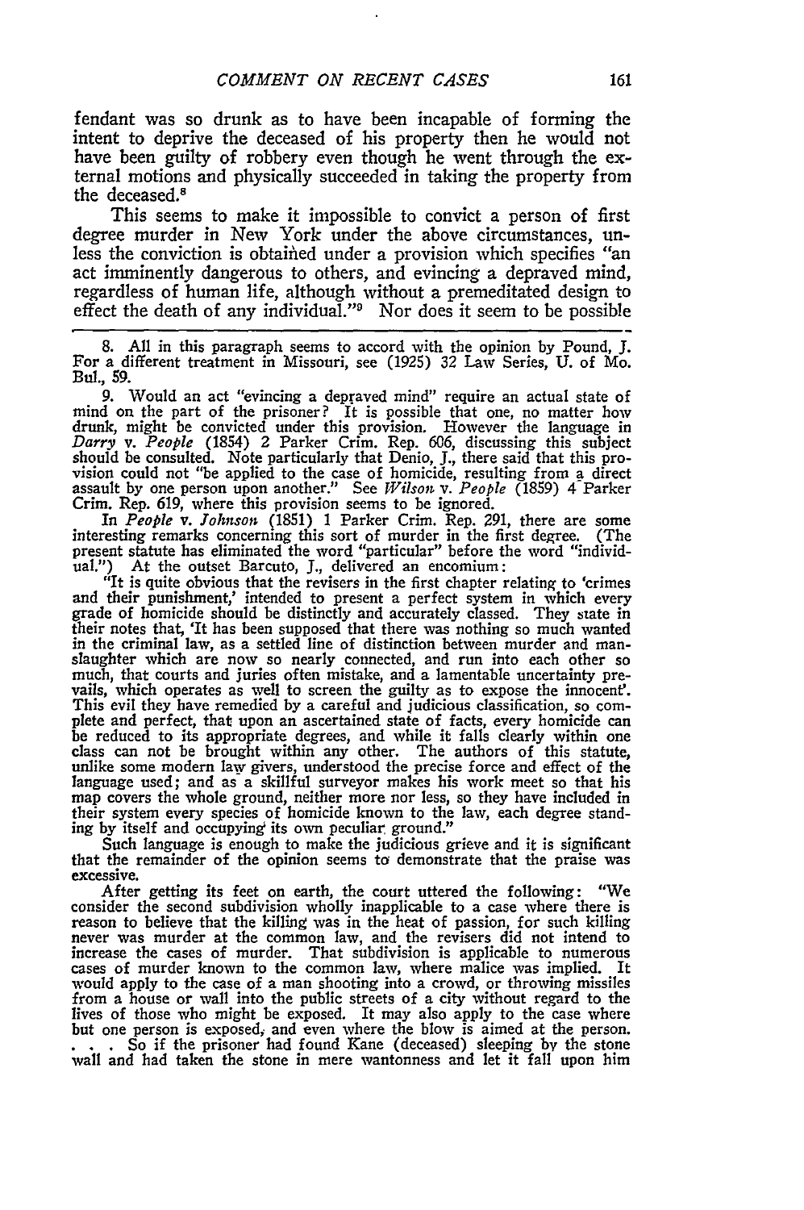fendant was so drunk as to have been incapable of forming the intent to deprive the deceased of his property then he would not have been guilty of robbery even though he went through the external motions and physically succeeded in taking the property from the deceased.[8]

This seems to make it impossible to convict a person of first degree murder in New York under the above circumstances, unless the conviction is obtained under a provision which specifies "an act imminently dangerous to others, and evincing a depraved mind, regardless of human life, although without a premeditated design to effect the death of any individual."[9] Nor does it seem to be possible

---

8. All in this paragraph seems to accord with the opinion by Pound, J. For a different treatment in Missouri, see (1925) 32 Law Series, U. of Mo. Bul., 59.

9. Would an act "evincing a depraved mind" require an actual state of mind on the part of the prisoner? It is possible that one, no matter how drunk, might be convicted under this provision. However the language in *Darry* v. *People* (1854) 2 Parker Crim. Rep. 606, discussing this subject should be consulted. Note particularly that Denio, J., there said that this provision could not "be applied to the case of homicide, resulting from a direct assault by one person upon another." See *Wilson* v. *People* (1859) 4 Parker Crim. Rep. 619, where this provision seems to be ignored.

In *People* v. *Johnson* (1851) 1 Parker Crim. Rep. 291, there are some interesting remarks concerning this sort of murder in the first degree. (The present statute has eliminated the word "particular" before the word "individual.") At the outset Barcuto, J., delivered an encomium:

"It is quite obvious that the revisers in the first chapter relating to 'crimes and their punishment,' intended to present a perfect system in which every grade of homicide should be distinctly and accurately classed. They state in their notes that, 'It has been supposed that there was nothing so much wanted in the criminal law, as a settled line of distinction between murder and manslaughter which are now so nearly connected, and run into each other so much, that courts and juries often mistake, and a lamentable uncertainty prevails, which operates as well to screen the guilty as to expose the innocent'. This evil they have remedied by a careful and judicious classification, so complete and perfect, that upon an ascertained state of facts, every homicide can be reduced to its appropriate degrees, and while it falls clearly within one class can not be brought within any other. The authors of this statute, unlike some modern law givers, understood the precise force and effect of the language used; and as a skillful surveyor makes his work meet so that his map covers the whole ground, neither more nor less, so they have included in their system every species of homicide known to the law, each degree standing by itself and occupying its own peculiar ground."

Such language is enough to make the judicious grieve and it is significant that the remainder of the opinion seems to demonstrate that the praise was excessive.

After getting its feet on earth, the court uttered the following: "We consider the second subdivision wholly inapplicable to a case where there is reason to believe that the killing was in the heat of passion, for such killing never was murder at the common law, and the revisers did not intend to increase the cases of murder. That subdivision is applicable to numerous cases of murder known to the common law, where malice was implied. It would apply to the case of a man shooting into a crowd, or throwing missiles from a house or wall into the public streets of a city without regard to the lives of those who might be exposed. It may also apply to the case where but one person is exposed, and even where the blow is aimed at the person. . . . So if the prisoner had found Kane (deceased) sleeping by the stone wall and had taken the stone in mere wantonness and let it fall upon him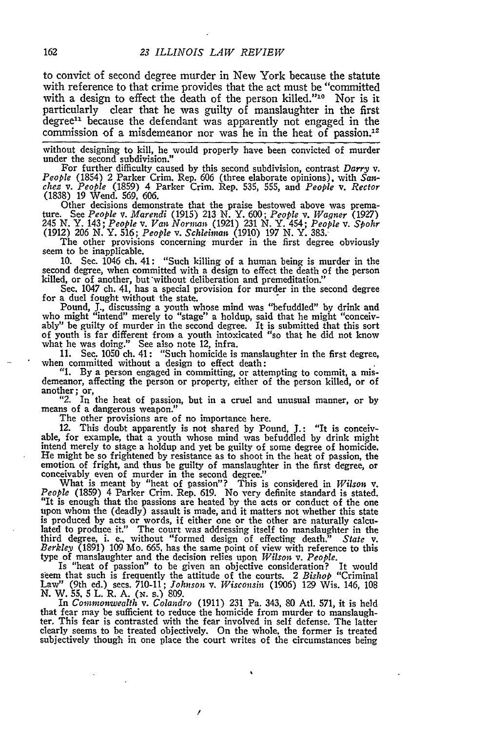to convict of second degree murder in New York because the statute with reference to that crime provides that the act must be "committed with a design to effect the death of the person killed."[10] Nor is it particularly clear that he was guilty of manslaughter in the first degree[11] because the defendant was apparently not engaged in the commission of a misdemeanor nor was he in the heat of passion.[12]

---

without designing to kill, he would properly have been convicted of murder under the second subdivision."

For further difficulty caused by this second subdivision, contrast *Darry* v. *People* (1854) 2 Parker Crim. Rep. 606 (three elaborate opinions), with *Sanchez* v. *People* (1859) 4 Parker Crim. Rep. 535, 555, and *People* v. *Rector* (1838) 19 Wend. 569, 606.

Other decisions demonstrate that the praise bestowed above was premature. See *People* v. *Marendi* (1915) 213 N. Y. 600; *People* v. *Wagner* (1927) 245 N. Y. 143; *People* v. *Van Norman* (1921) 231 N. Y. 454; *People* v. *Spohr* (1912) 206 N. Y. 516; *People* v. *Schleiman* (1910) 197 N. Y. 383.

The other provisions concerning murder in the first degree obviously seem to be inapplicable.

10. Sec. 1046 ch. 41: "Such killing of a human being is murder in the second degree, when committed with a design to effect the death of the person killed, or of another, but without deliberation and premeditation."

Sec. 1047 ch. 41, has a special provision for murder in the second degree for a duel fought without the state.

Pound, J., discussing a youth whose mind was "befuddled" by drink and who might "intend" merely to "stage" a holdup, said that he might "conceivably" be guilty of murder in the second degree. It is submitted that this sort of youth is far different from a youth intoxicated "so that he did not know what he was doing." See also note 12, infra.

11. Sec. 1050 ch. 41: "Such homicide is manslaughter in the first degree, when committed without a design to effect death:

"1. By a person engaged in committing, or attempting to commit, a misdemeanor, affecting the person or property, either of the person killed, or of another; or,

"2. In the heat of passion, but in a cruel and unusual manner, or by means of a dangerous weapon."

The other provisions are of no importance here.

12. This doubt apparently is not shared by Pound, J.: "It is conceivable, for example, that a youth whose mind was befuddled by drink might intend merely to stage a holdup and yet be guilty of some degree of homicide. He might be so frightened by resistance as to shoot in the heat of passion, the emotion of fright, and thus be guilty of manslaughter in the first degree, or conceivably even of murder in the second degree."

What is meant by "heat of passion"? This is considered in *Wilson* v. *People* (1859) 4 Parker Crim. Rep. 619. No very definite standard is stated. "It is enough that the passions are heated by the acts or conduct of the one upon whom the (deadly) assault is made, and it matters not whether this state is produced by acts or words, if either one or the other are naturally calculated to produce it." The court was addressing itself to manslaughter in the third degree, i. e., without "formed design of effecting death." *State* v. *Berkley* (1891) 109 Mo. 665, has the same point of view with reference to this type of manslaughter and the decision relies upon *Wilson* v. *People*.

Is "heat of passion" to be given an objective consideration? It would seem that such is frequently the attitude of the courts. 2 *Bishop* "Criminal Law" (9th ed.) secs. 710-11; *Johnson* v. *Wisconsin* (1906) 129 Wis. 146, 108 N. W. 55, 5 L. R. A. (N. S.) 809.

In *Commonwealth* v. *Colandro* (1911) 231 Pa. 343, 80 Atl. 571, it is held that fear may be sufficient to reduce the homicide from murder to manslaughter. This fear is contrasted with the fear involved in self defense. The latter clearly seems to be treated objectively. On the whole, the former is treated subjectively though in one place the court writes of the circumstances being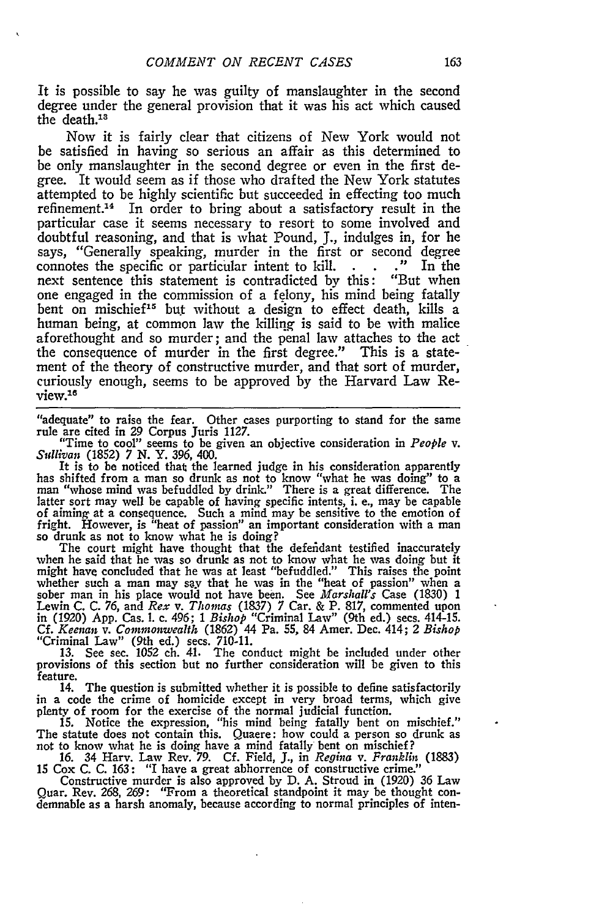It is possible to say he was guilty of manslaughter in the second degree under the general provision that it was his act which caused the death.[13]

Now it is fairly clear that citizens of New York would not be satisfied in having so serious an affair as this determined to be only manslaughter in the second degree or even in the first degree. It would seem as if those who drafted the New York statutes attempted to be highly scientific but succeeded in effecting too much refinement.[14] In order to bring about a satisfactory result in the particular case it seems necessary to resort to some involved and doubtful reasoning, and that is what Pound, J., indulges in, for he says, "Generally speaking, murder in the first or second degree connotes the specific or particular intent to kill. . . ." In the next sentence this statement is contradicted by this: "But when one engaged in the commission of a felony, his mind being fatally bent on mischief[15] but without a design to effect death, kills a human being, at common law the killing is said to be with malice aforethought and so murder; and the penal law attaches to the act the consequence of murder in the first degree." This is a statement of the theory of constructive murder, and that sort of murder, curiously enough, seems to be approved by the Harvard Law Review.[16]

---

"adequate" to raise the fear. Other cases purporting to stand for the same rule are cited in 29 Corpus Juris 1127.

"Time to cool" seems to be given an objective consideration in *People* v. *Sullivan* (1852) 7 N. Y. 396, 400.

It is to be noticed that the learned judge in his consideration apparently has shifted from a man so drunk as not to know "what he was doing" to a man "whose mind was befuddled by drink." There is a great difference. The latter sort may well be capable of having specific intents, i. e., may be capable of aiming at a consequence. Such a mind may be sensitive to the emotion of fright. However, is "heat of passion" an important consideration with a man so drunk as not to know what he is doing?

The court might have thought that the defendant testified inaccurately when he said that he was so drunk as not to know what he was doing but it might have concluded that he was at least "befuddled." This raises the point whether such a man may say that he was in the "heat of passion" when a sober man in his place would not have been. See *Marshall's* Case (1830) 1 Lewin C. C. 76, and *Rex* v. *Thomas* (1837) 7 Car. & P. 817, commented upon in (1920) App. Cas. 1. c. 496; 1 *Bishop* "Criminal Law" (9th ed.) secs. 414-15. Cf. *Keenan* v. *Commonwealth* (1862) 44 Pa. 55, 84 Amer. Dec. 414; 2 *Bishop* "Criminal Law" (9th ed.) secs. 710-11.

13. See sec. 1052 ch. 41. The conduct might be included under other provisions of this section but no further consideration will be given to this feature.

14. The question is submitted whether it is possible to define satisfactorily in a code the crime of homicide except in very broad terms, which give plenty of room for the exercise of the normal judicial function.

15. Notice the expression, "his mind being fatally bent on mischief." The statute does not contain this. Quaere: how could a person so drunk as not to know what he is doing have a mind fatally bent on mischief?

16. 34 Harv. Law Rev. 79. Cf. Field, J., in *Regina* v. *Franklin* (1883) 15 Cox C. C. 163: "I have a great abhorrence of constructive crime."

Constructive murder is also approved by D. A. Stroud in (1920) 36 Law Quar. Rev. 268, 269: "From a theoretical standpoint it may be thought condemnable as a harsh anomaly, because according to normal principles of inten-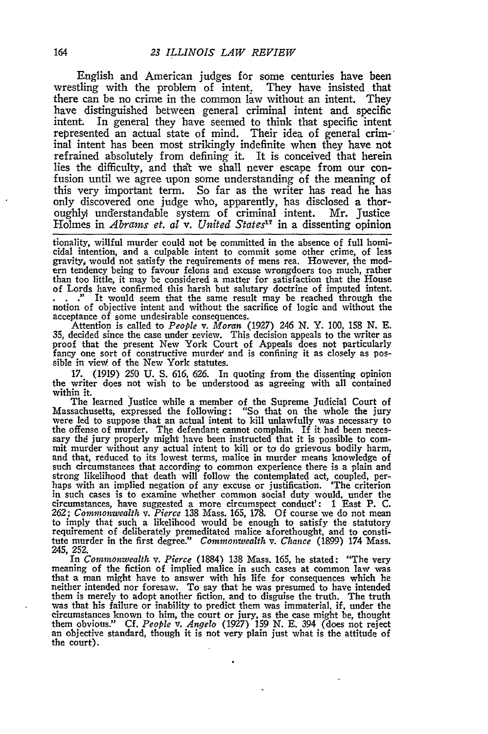English and American judges for some centuries have been wrestling with the problem of intent. They have insisted that there can be no crime in the common law without an intent. They have distinguished between general criminal intent and specific intent. In general they have seemed to think that specific intent represented an actual state of mind. Their idea of general criminal intent has been most strikingly indefinite when they have not refrained absolutely from defining it. It is conceived that herein lies the difficulty, and that we shall never escape from our confusion until we agree upon some understanding of the meaning of this very important term. So far as the writer has read he has only discovered one judge who, apparently, has disclosed a thoroughly understandable system of criminal intent. Mr. Justice Holmes in *Abrams et. al* v. *United States*[17] in a dissenting opinion

---

tionality, willful murder could not be committed in the absence of full homicidal intention, and a culpable intent to commit some other crime, of less gravity, would not satisfy the requirements of mens rea. However, the modern tendency being to favour felons and excuse wrongdoers too much, rather than too little, it may be considered a matter for satisfaction that the House of Lords have confirmed this harsh but salutary doctrine of imputed intent. . . ." It would seem that the same result may be reached through the notion of objective intent and without the sacrifice of logic and without the acceptance of some undesirable consequences.

Attention is called to *People* v. *Moran* (1927) 246 N. Y. 100, 158 N. E. 35, decided since the case under review. This decision appeals to the writer as proof that the present New York Court of Appeals does not particularly fancy one sort of constructive murder and is confining it as closely as possible in view of the New York statutes.

17. (1919) 250 U. S. 616, 626. In quoting from the dissenting opinion the writer does not wish to be understood as agreeing with all contained within it.

The learned Justice while a member of the Supreme Judicial Court of Massachusetts, expressed the following: "So that on the whole the jury were led to suppose that an actual intent to kill unlawfully was necessary to the offense of murder. The defendant cannot complain. If it had been necessary the jury properly might have been instructed that it is possible to commit murder without any actual intent to kill or to do grievous bodily harm, and that, reduced to its lowest terms, malice in murder means knowledge of such circumstances that according to common experience there is a plain and strong likelihood that death will follow the contemplated act, coupled, perhaps with an implied negation of any excuse or justification. 'The criterion in such cases is to examine whether common social duty would, under the circumstances, have suggested a more circumspect conduct': 1 East P. C. 262; *Commonwealth* v. *Pierce* 138 Mass. 165, 178. Of course we do not mean to imply that such a likelihood would be enough to satisfy the statutory requirement of deliberately premeditated malice aforethought, and to constitute murder in the first degree." *Commonwealth* v. *Chance* (1899) 174 Mass. 245, 252.

In *Commonwealth* v. *Pierce* (1884) 138 Mass. 165, he stated: "The very meaning of the fiction of implied malice in such cases at common law was that a man might have to answer with his life for consequences which he neither intended nor foresaw. To say that he was presumed to have intended them is merely to adopt another fiction, and to disguise the truth. The truth was that his failure or inability to predict them was immaterial, if, under the circumstances known to him, the court or jury, as the case might be, thought them obvious." Cf. *People* v. *Angelo* (1927) 159 N. E. 394 (does not reject an objective standard, though it is not very plain just what is the attitude of the court).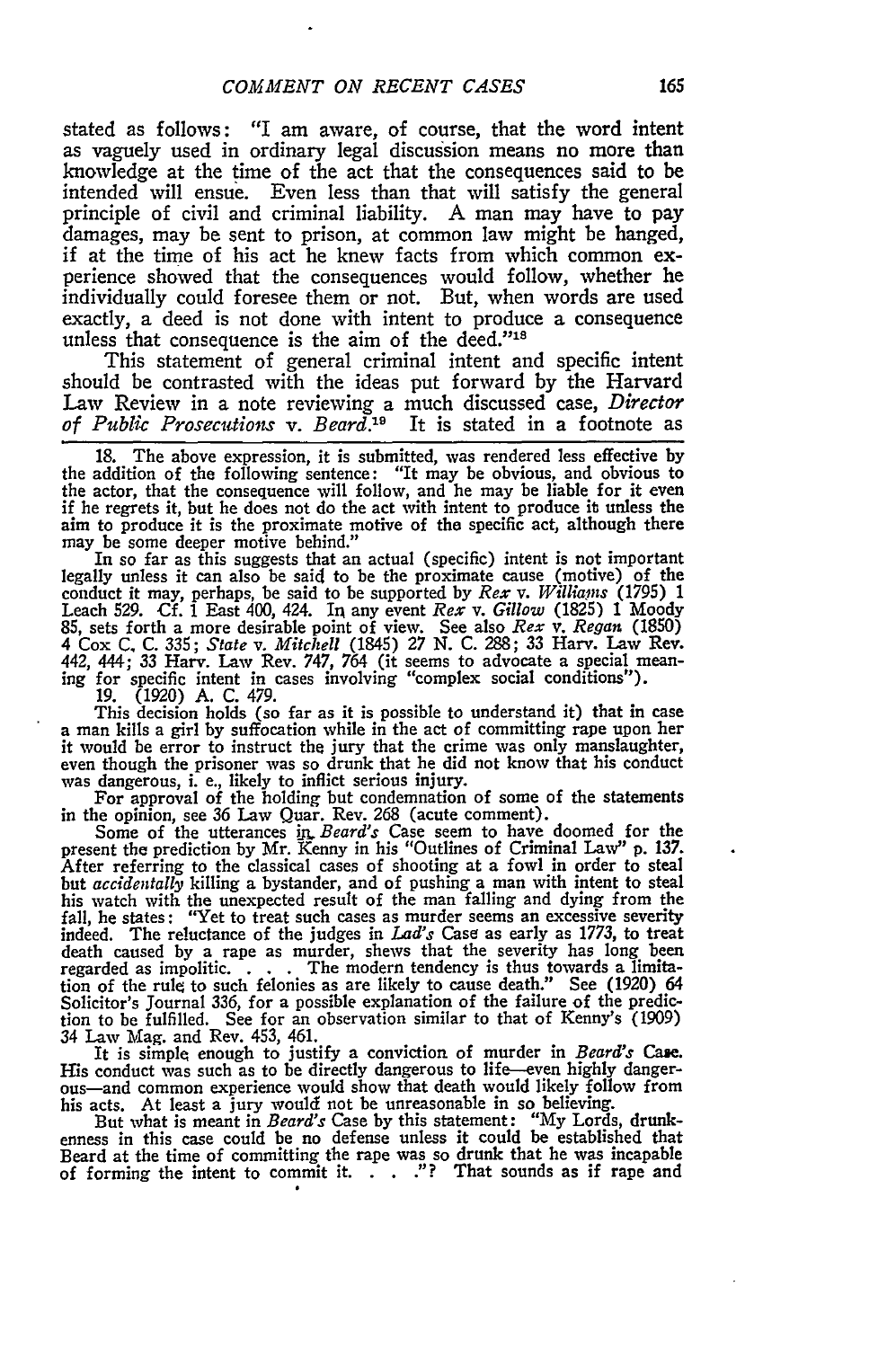stated as follows: "I am aware, of course, that the word intent as vaguely used in ordinary legal discussion means no more than knowledge at the time of the act that the consequences said to be intended will ensue. Even less than that will satisfy the general principle of civil and criminal liability. A man may have to pay damages, may be sent to prison, at common law might be hanged, if at the time of his act he knew facts from which common experience showed that the consequences would follow, whether he individually could foresee them or not. But, when words are used exactly, a deed is not done with intent to produce a consequence unless that consequence is the aim of the deed."[18]

This statement of general criminal intent and specific intent should be contrasted with the ideas put forward by the Harvard Law Review in a note reviewing a much discussed case, *Director of Public Prosecutions* v. *Beard*.[19] It is stated in a footnote as

---

18. The above expression, it is submitted, was rendered less effective by the addition of the following sentence: "It may be obvious, and obvious to the actor, that the consequence will follow, and he may be liable for it even if he regrets it, but he does not do the act with intent to produce it unless the aim to produce it is the proximate motive of the specific act, although there may be some deeper motive behind."

In so far as this suggests that an actual (specific) intent is not important legally unless it can also be said to be the proximate cause (motive) of the conduct it may, perhaps, be said to be supported by *Rex* v. *Williams* (1795) 1 Leach 529. Cf. 1 East 400, 424. In any event *Rex* v. *Gillow* (1825) 1 Moody 85, sets forth a more desirable point of view. See also *Rex* v. *Regan* (1850) 4 Cox C. C. 335; *State* v. *Mitchell* (1845) 27 N. C. 288; 33 Harv. Law Rev. 442, 444; 33 Harv. Law Rev. 747, 764 (it seems to advocate a special meaning for specific intent in cases involving "complex social conditions").

19. (1920) A. C. 479.

This decision holds (so far as it is possible to understand it) that in case a man kills a girl by suffocation while in the act of committing rape upon her it would be error to instruct the jury that the crime was only manslaughter, even though the prisoner was so drunk that he did not know that his conduct was dangerous, i. e., likely to inflict serious injury.

For approval of the holding but condemnation of some of the statements in the opinion, see 36 Law Quar. Rev. 268 (acute comment).

Some of the utterances in *Beard's* Case seem to have doomed for the present the prediction by Mr. Kenny in his "Outlines of Criminal Law" p. 137. After referring to the classical cases of shooting at a fowl in order to steal but *accidentally* killing a bystander, and of pushing a man with intent to steal his watch with the unexpected result of the man falling and dying from the fall, he states: "Yet to treat such cases as murder seems an excessive severity indeed. The reluctance of the judges in *Lad's* Case as early as 1773, to treat death caused by a rape as murder, shews that the severity has long been regarded as impolitic. . . . The modern tendency is thus towards a limitation of the rule to such felonies as are likely to cause death." See (1920) 64 Solicitor's Journal 336, for a possible explanation of the failure of the prediction to be fulfilled. See for an observation similar to that of Kenny's (1909) 34 Law Mag. and Rev. 453, 461.

It is simple enough to justify a conviction of murder in *Beard's* Case. His conduct was such as to be directly dangerous to life—even highly dangerous—and common experience would show that death would likely follow from his acts. At least a jury would not be unreasonable in so believing.

But what is meant in *Beard's* Case by this statement: "My Lords, drunkenness in this case could be no defense unless it could be established that Beard at the time of committing the rape was so drunk that he was incapable of forming the intent to commit it. . . ."? That sounds as if rape and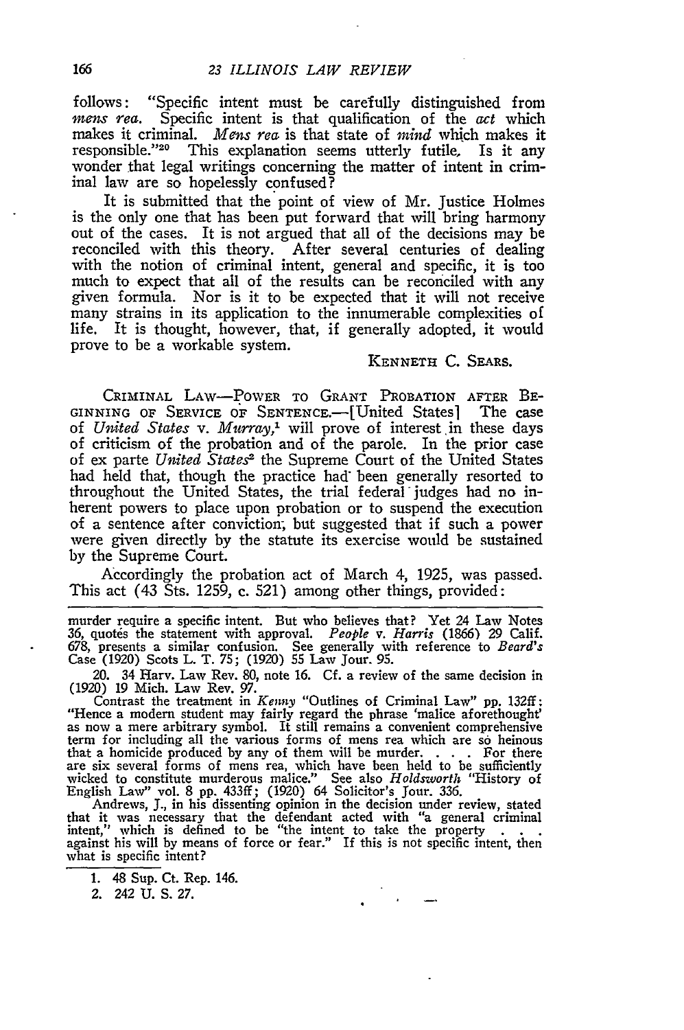follows: "Specific intent must be carefully distinguished from *mens rea*. Specific intent is that qualification of the *act* which makes it criminal. *Mens rea* is that state of *mind* which makes it responsible."[20] This explanation seems utterly futile. Is it any wonder that legal writings concerning the matter of intent in criminal law are so hopelessly confused?

It is submitted that the point of view of Mr. Justice Holmes is the only one that has been put forward that will bring harmony out of the cases. It is not argued that all of the decisions may be reconciled with this theory. After several centuries of dealing with the notion of criminal intent, general and specific, it is too much to expect that all of the results can be reconciled with any given formula. Nor is it to be expected that it will not receive many strains in its application to the innumerable complexities of life. It is thought, however, that, if generally adopted, it would prove to be a workable system.

KENNETH C. SEARS.

CRIMINAL LAW—POWER TO GRANT PROBATION AFTER BEGINNING OF SERVICE OF SENTENCE.—[United States] The case of *United States* v. *Murray*,[1] will prove of interest in these days of criticism of the probation and of the parole. In the prior case of ex parte *United States*[2] the Supreme Court of the United States had held that, though the practice had been generally resorted to throughout the United States, the trial federal judges had no inherent powers to place upon probation or to suspend the execution of a sentence after conviction, but suggested that if such a power were given directly by the statute its exercise would be sustained by the Supreme Court.

Accordingly the probation act of March 4, 1925, was passed. This act (43 Sts. 1259, c. 521) among other things, provided:

---

murder require a specific intent. But who believes that? Yet 24 Law Notes 36, quotes the statement with approval. *People* v. *Harris* (1866) 29 Calif. 678, presents a similar confusion. See generally with reference to *Beard's* Case (1920) Scots L. T. 75; (1920) 55 Law Jour. 95.

20. 34 Harv. Law Rev. 80, note 16. Cf. a review of the same decision in (1920) 19 Mich. Law Rev. 97.

Contrast the treatment in *Kenny* "Outlines of Criminal Law" pp. 132ff: "Hence a modern student may fairly regard the phrase 'malice aforethought' as now a mere arbitrary symbol. It still remains a convenient comprehensive term for including all the various forms of mens rea which are so heinous that a homicide produced by any of them will be murder. . . . For there are six several forms of mens rea, which have been held to be sufficiently wicked to constitute murderous malice." See also *Holdsworth* "History of English Law" vol. 8 pp. 433ff; (1920) 64 Solicitor's Jour. 336.

Andrews, J., in his dissenting opinion in the decision under review, stated that it was necessary that the defendant acted with "a general criminal intent," which is defined to be "the intent to take the property . . . against his will by means of force or fear." If this is not specific intent, then what is specific intent?

---

1. 48 Sup. Ct. Rep. 146.
2. 242 U. S. 27.